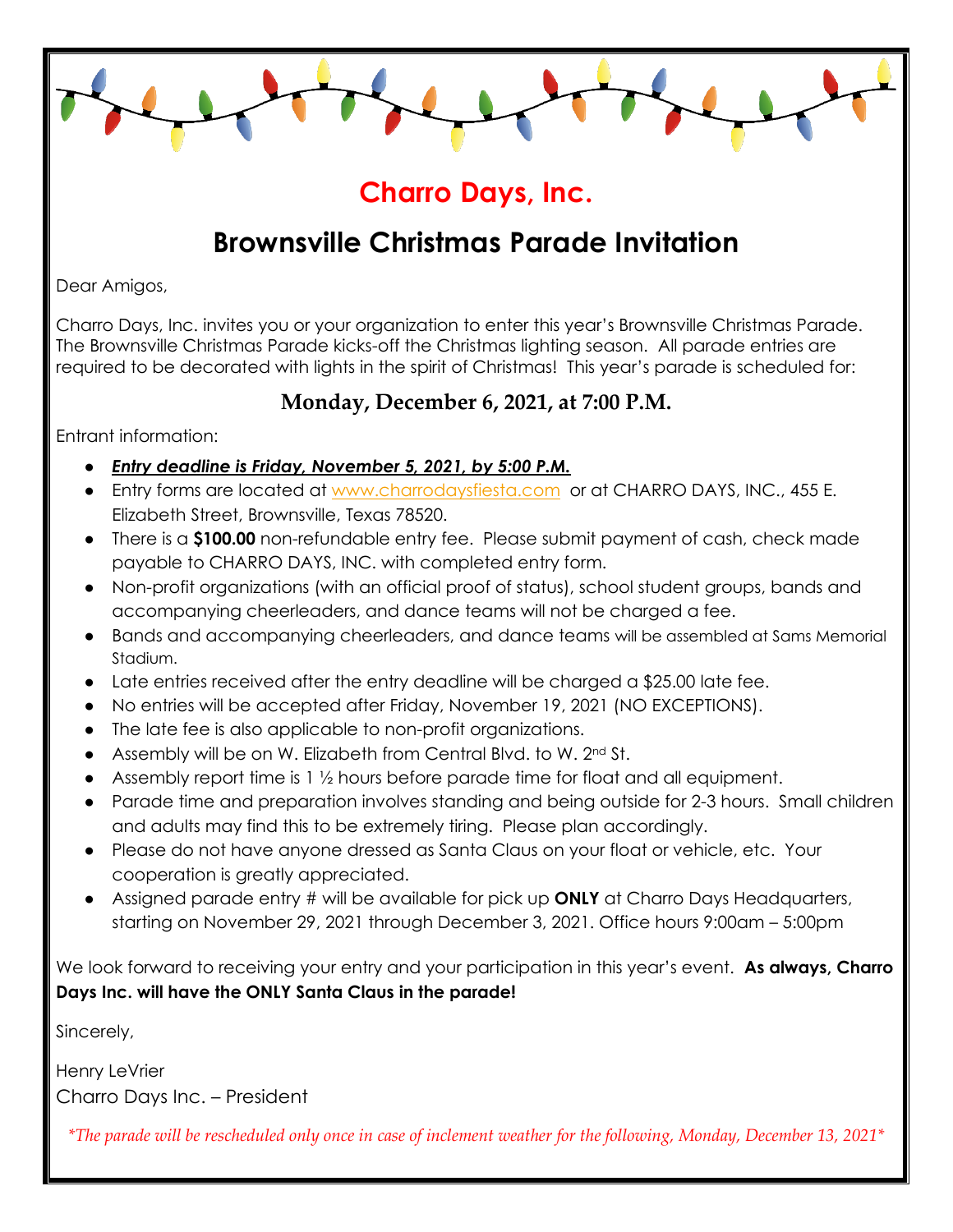# Charro Days, Inc.

## Brownsville Christmas Parade Invitation

Dear Amigos,

Charro Days, Inc. invites you or your organization to enter this year's Brownsville Christmas Parade. The Brownsville Christmas Parade kicks-off the Christmas lighting season. All parade entries are required to be decorated with lights in the spirit of Christmas! This year's parade is scheduled for:

**Monday, December 6, 2021, at 7:00 P.M.**

Entrant information:

- ***Entry deadline is Friday, November 5, 2021, by 5:00 P.M.***
- Entry forms are located at www.charrodaysfiesta.com or at CHARRO DAYS, INC., 455 E. Elizabeth Street, Brownsville, Texas 78520.
- There is a **$100.00** non-refundable entry fee. Please submit payment of cash, check made payable to CHARRO DAYS, INC. with completed entry form.
- Non-profit organizations (with an official proof of status), school student groups, bands and accompanying cheerleaders, and dance teams will not be charged a fee.
- Bands and accompanying cheerleaders, and dance teams will be assembled at Sams Memorial Stadium.
- Late entries received after the entry deadline will be charged a $25.00 late fee.
- No entries will be accepted after Friday, November 19, 2021 (NO EXCEPTIONS).
- The late fee is also applicable to non-profit organizations.
- Assembly will be on W. Elizabeth from Central Blvd. to W. 2nd St.
- Assembly report time is 1 ½ hours before parade time for float and all equipment.
- Parade time and preparation involves standing and being outside for 2-3 hours. Small children and adults may find this to be extremely tiring. Please plan accordingly.
- Please do not have anyone dressed as Santa Claus on your float or vehicle, etc. Your cooperation is greatly appreciated.
- Assigned parade entry # will be available for pick up **ONLY** at Charro Days Headquarters, starting on November 29, 2021 through December 3, 2021. Office hours 9:00am – 5:00pm

We look forward to receiving your entry and your participation in this year's event. **As always, Charro Days Inc. will have the ONLY Santa Claus in the parade!**

Sincerely,

Henry LeVrier
Charro Days Inc. – President

*\*The parade will be rescheduled only once in case of inclement weather for the following, Monday, December 13, 2021\**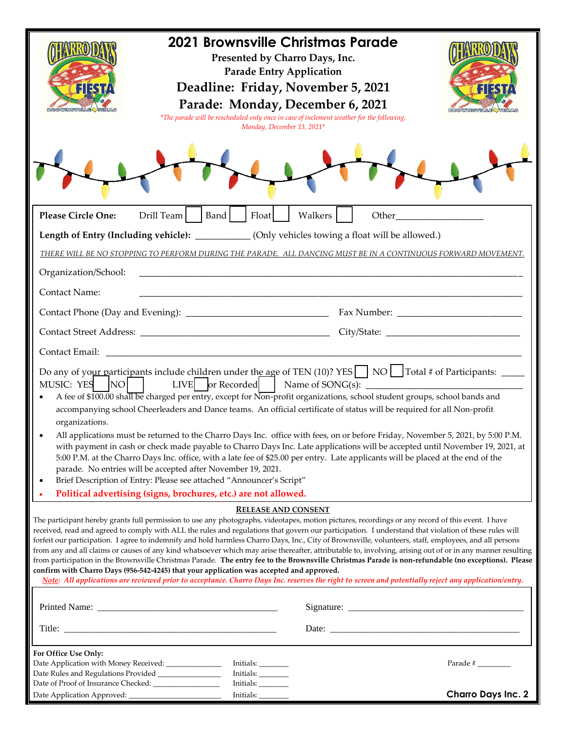# 2021 Brownsville Christmas Parade

**Presented by Charro Days, Inc.**

**Parade Entry Application**

**Deadline: Friday, November 5, 2021**

**Parade: Monday, December 6, 2021**

*\*The parade will be rescheduled only once in case of inclement weather for the following, Monday, December 13, 2021\**

**Please Circle One:** Drill Team ☐ Band ☐ Float ☐ Walkers ☐ Other__________________

**Length of Entry (Including vehicle):** ___________ (Only vehicles towing a float will be allowed.)

*THERE WILL BE NO STOPPING TO PERFORM DURING THE PARADE. ALL DANCING MUST BE IN A CONTINUOUS FORWARD MOVEMENT.*

Organization/School: ____________________________________________

Contact Name: ____________________________________________

Contact Phone (Day and Evening): ______________________________ Fax Number: __________________________

Contact Street Address: ________________________________________ City/State: ____________________________

Contact Email: ____________________________________________

Do any of your participants include children under the age of TEN (10)? YES ☐ NO ☐ Total # of Participants: _____

MUSIC: YES ☐ NO ☐ LIVE ☐ or Recorded ☐ Name of SONG(s): ________________________________

- A fee of $100.00 shall be charged per entry, except for Non-profit organizations, school student groups, school bands and accompanying school Cheerleaders and Dance teams. An official certificate of status will be required for all Non-profit organizations.
- All applications must be returned to the Charro Days Inc. office with fees, on or before Friday, November 5, 2021, by 5:00 P.M. with payment in cash or check made payable to Charro Days Inc. Late applications will be accepted until November 19, 2021, at 5:00 P.M. at the Charro Days Inc. office, with a late fee of $25.00 per entry. Late applicants will be placed at the end of the parade. No entries will be accepted after November 19, 2021.
- Brief Description of Entry: Please see attached "Announcer's Script"
- **Political advertising (signs, brochures, etc.) are not allowed.**

**RELEASE AND CONSENT**

The participant hereby grants full permission to use any photographs, videotapes, motion pictures, recordings or any record of this event. I have received, read and agreed to comply with ALL the rules and regulations that govern our participation. I understand that violation of these rules will forfeit our participation. I agree to indemnify and hold harmless Charro Days, Inc., City of Brownsville, volunteers, staff, employees, and all persons from any and all claims or causes of any kind whatsoever which may arise thereafter, attributable to, involving, arising out of or in any manner resulting from participation in the Brownsville Christmas Parade. **The entry fee to the Brownsville Christmas Parade is non-refundable (no exceptions). Please confirm with Charro Days (956-542-4245) that your application was accepted and approved.**

*Note: All applications are reviewed prior to acceptance. Charro Days Inc. reserves the right to screen and potentially reject any application/entry.*

Printed Name: ________________________________________ Signature: ________________________________________

Title: ________________________________________ Date: ________________________________________

**For Office Use Only:**

Date Application with Money Received: ______________ Initials: _______ Parade # ________

Date Rules and Regulations Provided ________________ Initials: _______

Date of Proof of Insurance Checked: ________________ Initials: _______

Date Application Approved: ______________________ Initials: _______

**Charro Days Inc. 2**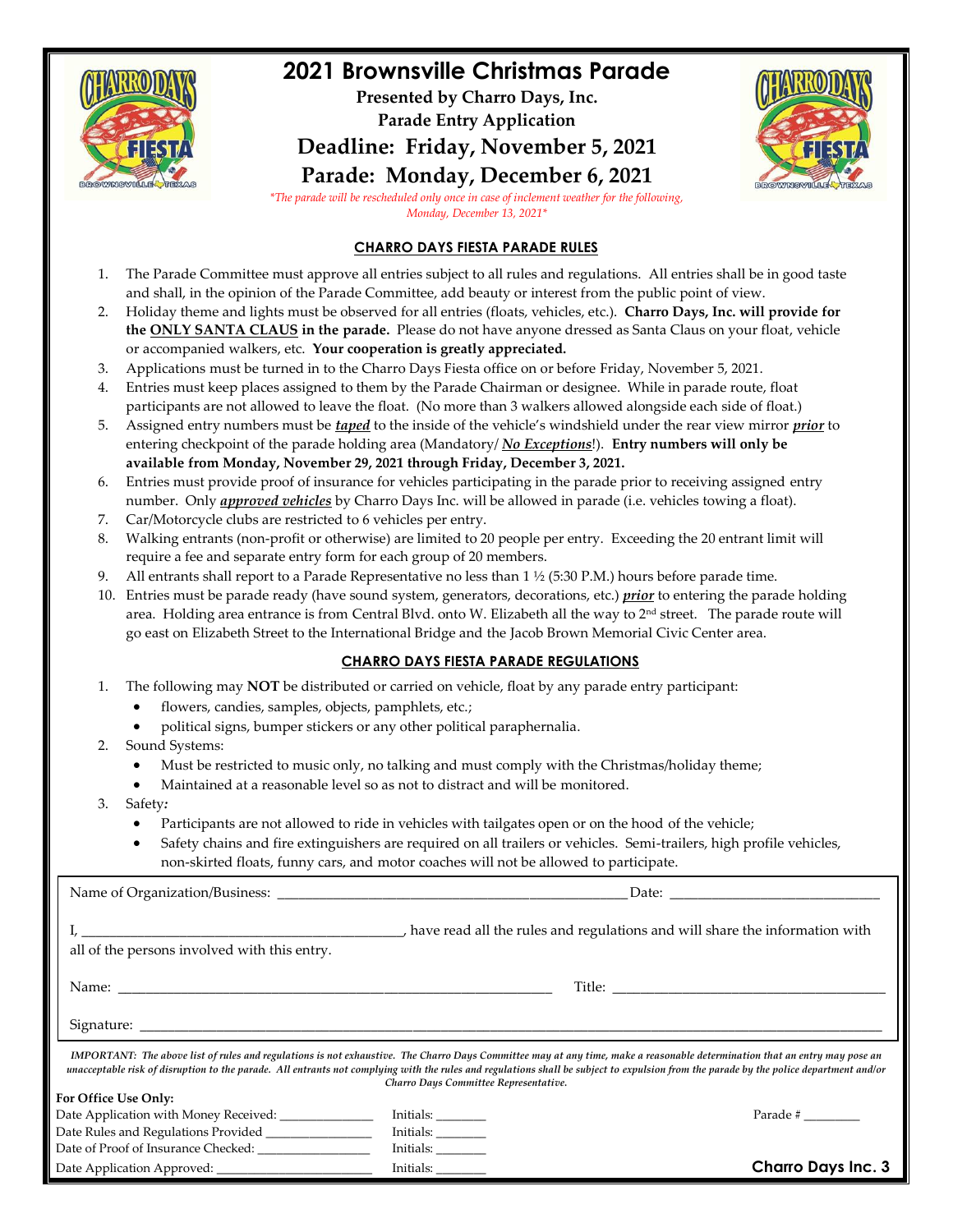# 2021 Brownsville Christmas Parade

**Presented by Charro Days, Inc.**

**Parade Entry Application**

## Deadline: Friday, November 5, 2021

## Parade: Monday, December 6, 2021

*\*The parade will be rescheduled only once in case of inclement weather for the following, Monday, December 13, 2021\**

### CHARRO DAYS FIESTA PARADE RULES

1. The Parade Committee must approve all entries subject to all rules and regulations. All entries shall be in good taste and shall, in the opinion of the Parade Committee, add beauty or interest from the public point of view.
2. Holiday theme and lights must be observed for all entries (floats, vehicles, etc.). **Charro Days, Inc. will provide for the ONLY SANTA CLAUS in the parade.** Please do not have anyone dressed as Santa Claus on your float, vehicle or accompanied walkers, etc. **Your cooperation is greatly appreciated.**
3. Applications must be turned in to the Charro Days Fiesta office on or before Friday, November 5, 2021.
4. Entries must keep places assigned to them by the Parade Chairman or designee. While in parade route, float participants are not allowed to leave the float. (No more than 3 walkers allowed alongside each side of float.)
5. Assigned entry numbers must be ***taped*** to the inside of the vehicle's windshield under the rear view mirror ***prior*** to entering checkpoint of the parade holding area (Mandatory/ ***No Exceptions***!). **Entry numbers will only be available from Monday, November 29, 2021 through Friday, December 3, 2021.**
6. Entries must provide proof of insurance for vehicles participating in the parade prior to receiving assigned entry number. Only ***approved vehicles*** by Charro Days Inc. will be allowed in parade (i.e. vehicles towing a float).
7. Car/Motorcycle clubs are restricted to 6 vehicles per entry.
8. Walking entrants (non-profit or otherwise) are limited to 20 people per entry. Exceeding the 20 entrant limit will require a fee and separate entry form for each group of 20 members.
9. All entrants shall report to a Parade Representative no less than 1 ½ (5:30 P.M.) hours before parade time.
10. Entries must be parade ready (have sound system, generators, decorations, etc.) ***prior*** to entering the parade holding area. Holding area entrance is from Central Blvd. onto W. Elizabeth all the way to 2nd street. The parade route will go east on Elizabeth Street to the International Bridge and the Jacob Brown Memorial Civic Center area.

### CHARRO DAYS FIESTA PARADE REGULATIONS

1. The following may **NOT** be distributed or carried on vehicle, float by any parade entry participant:
   - flowers, candies, samples, objects, pamphlets, etc.;
   - political signs, bumper stickers or any other political paraphernalia.
2. Sound Systems:
   - Must be restricted to music only, no talking and must comply with the Christmas/holiday theme;
   - Maintained at a reasonable level so as not to distract and will be monitored.
3. Safety:
   - Participants are not allowed to ride in vehicles with tailgates open or on the hood of the vehicle;
   - Safety chains and fire extinguishers are required on all trailers or vehicles. Semi-trailers, high profile vehicles, non-skirted floats, funny cars, and motor coaches will not be allowed to participate.

Name of Organization/Business: ____________________ Date: ____________

I, ____________________, have read all the rules and regulations and will share the information with all of the persons involved with this entry.

Name: ____________________ Title: ____________________

Signature: ______________________________

*IMPORTANT: The above list of rules and regulations is not exhaustive. The Charro Days Committee may at any time, make a reasonable determination that an entry may pose an unacceptable risk of disruption to the parade. All entrants not complying with the rules and regulations shall be subject to expulsion from the parade by the police department and/or Charro Days Committee Representative.*

**For Office Use Only:**

Date Application with Money Received: ____________ Initials: ______ Parade # ______

Date Rules and Regulations Provided ____________ Initials: ______

Date of Proof of Insurance Checked: ____________ Initials: ______

Date Application Approved: ____________ Initials: ______

**Charro Days Inc. 3**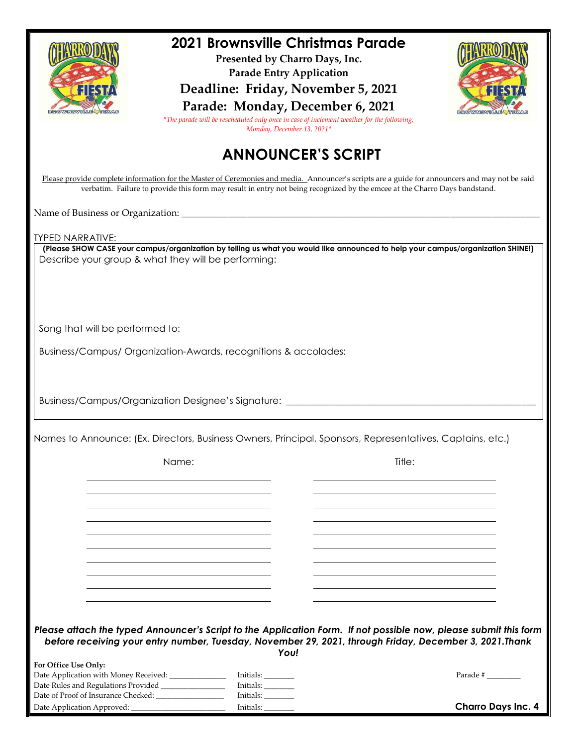# 2021 Brownsville Christmas Parade

**Presented by Charro Days, Inc.**

**Parade Entry Application**

**Deadline: Friday, November 5, 2021**

**Parade: Monday, December 6, 2021**

*\*The parade will be rescheduled only once in case of inclement weather for the following, Monday, December 13, 2021\**

## ANNOUNCER'S SCRIPT

Please provide complete information for the Master of Ceremonies and media. Announcer's scripts are a guide for announcers and may not be said verbatim. Failure to provide this form may result in entry not being recognized by the emcee at the Charro Days bandstand.

Name of Business or Organization: ___________________________________________

TYPED NARRATIVE:

**(Please SHOW CASE your campus/organization by telling us what you would like announced to help your campus/organization SHINE!)**

Describe your group & what they will be performing:

Song that will be performed to:

Business/Campus/ Organization-Awards, recognitions & accolades:

Business/Campus/Organization Designee's Signature: ___________________________

Names to Announce: (Ex. Directors, Business Owners, Principal, Sponsors, Representatives, Captains, etc.)

| Name: | Title: |
|---|---|
| | |
| | |
| | |
| | |
| | |
| | |
| | |
| | |
| | |
| | |

***Please attach the typed Announcer's Script to the Application Form. If not possible now, please submit this form before receiving your entry number, Tuesday, November 29, 2021, through Friday, December 3, 2021.Thank You!***

**For Office Use Only:**

Date Application with Money Received: ____________ Initials: _______ Parade # ________

Date Rules and Regulations Provided ____________ Initials: _______

Date of Proof of Insurance Checked: ____________ Initials: _______

Date Application Approved: ____________ Initials: _______

**Charro Days Inc.**